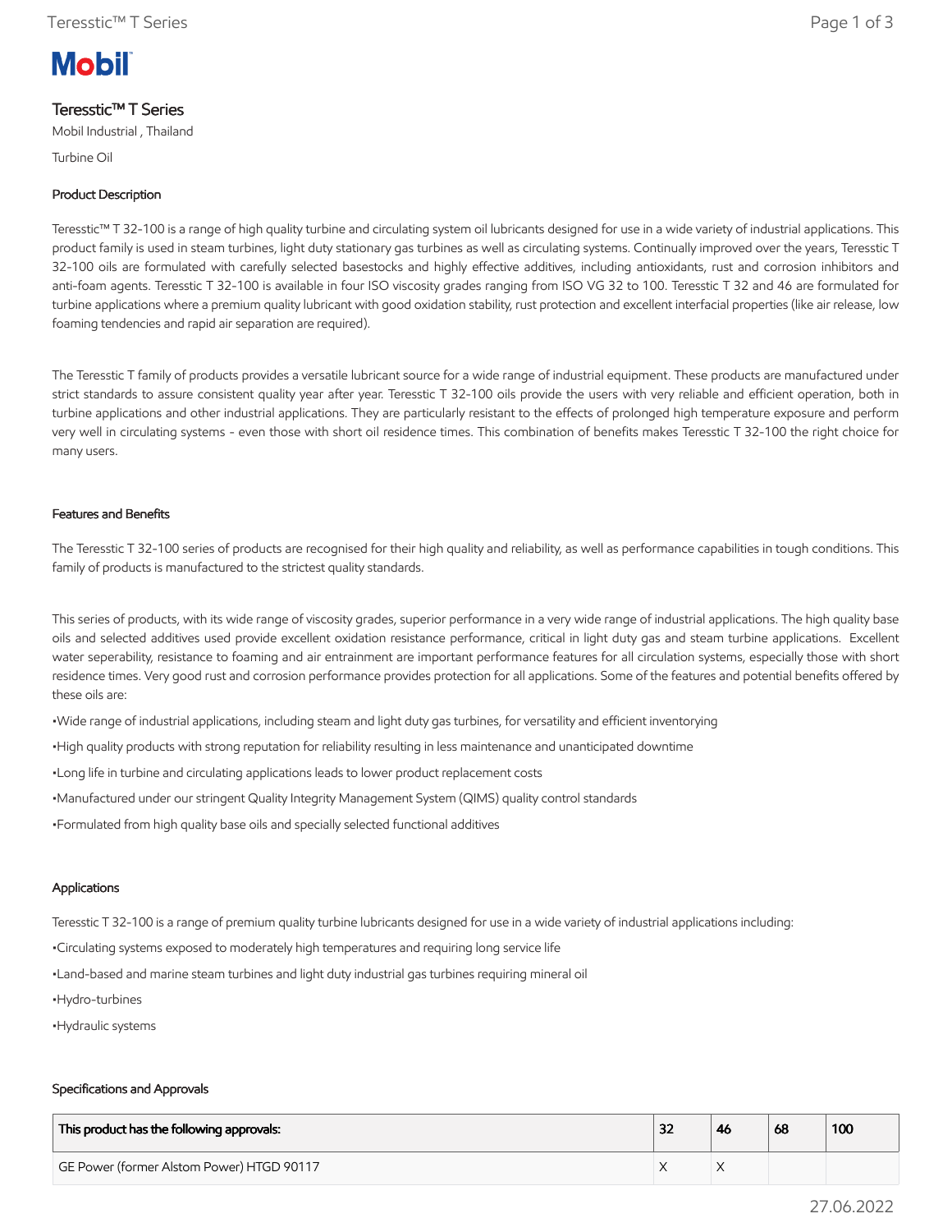Mobil

# Teresstic™ T Series

Mobil Industrial , Thailand

Turbine Oil

## Product Description

Teresstic™ T 32-100 is a range of high quality turbine and circulating system oil lubricants designed for use in a wide variety of industrial applications. This product family is used in steam turbines, light duty stationary gas turbines as well as circulating systems. Continually improved over the years, Teresstic T 32-100 oils are formulated with carefully selected basestocks and highly effective additives, including antioxidants, rust and corrosion inhibitors and anti-foam agents. Teresstic T 32-100 is available in four ISO viscosity grades ranging from ISO VG 32 to 100. Teresstic T 32 and 46 are formulated for turbine applications where a premium quality lubricant with good oxidation stability, rust protection and excellent interfacial properties (like air release, low foaming tendencies and rapid air separation are required).

The Teresstic T family of products provides a versatile lubricant source for a wide range of industrial equipment. These products are manufactured under strict standards to assure consistent quality year after year. Teresstic T 32-100 oils provide the users with very reliable and efficient operation, both in turbine applications and other industrial applications. They are particularly resistant to the effects of prolonged high temperature exposure and perform very well in circulating systems - even those with short oil residence times. This combination of benefits makes Teresstic T 32-100 the right choice for many users.

## Features and Benefits

The Teresstic T 32-100 series of products are recognised for their high quality and reliability, as well as performance capabilities in tough conditions. This family of products is manufactured to the strictest quality standards.

This series of products, with its wide range of viscosity grades, superior performance in a very wide range of industrial applications. The high quality base oils and selected additives used provide excellent oxidation resistance performance, critical in light duty gas and steam turbine applications. Excellent water seperability, resistance to foaming and air entrainment are important performance features for all circulation systems, especially those with short residence times. Very good rust and corrosion performance provides protection for all applications. Some of the features and potential benefits offered by these oils are:

- Wide range of industrial applications, including steam and light duty gas turbines, for versatility and efficient inventorying
- High quality products with strong reputation for reliability resulting in less maintenance and unanticipated downtime
- Long life in turbine and circulating applications leads to lower product replacement costs
- Manufactured under our stringent Quality Integrity Management System (QIMS) quality control standards
- Formulated from high quality base oils and specially selected functional additives

## Applications

Teresstic T 32-100 is a range of premium quality turbine lubricants designed for use in a wide variety of industrial applications including:

- Circulating systems exposed to moderately high temperatures and requiring long service life
- Land-based and marine steam turbines and light duty industrial gas turbines requiring mineral oil
- Hydro-turbines
- Hydraulic systems

## Specifications and Approvals

| This product has the following approvals: | 32 | 46 | 68 | 100 |
|---|---|---|---|---|
| GE Power (former Alstom Power) HTGD 90117 | X | X | | |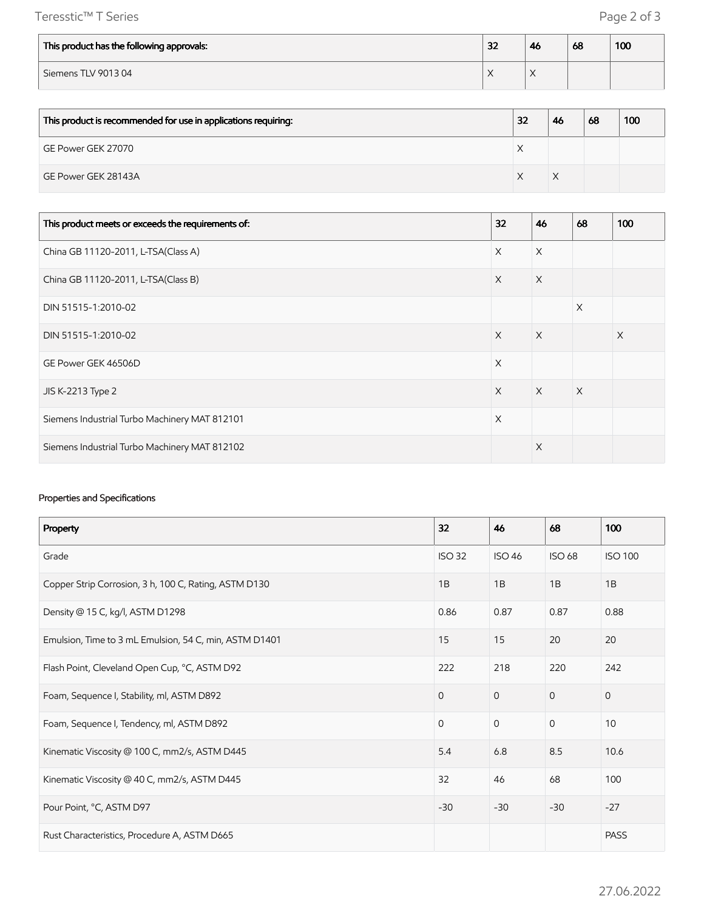| This product has the following approvals: | 32 | 46 | 68 | 100 |
| --- | --- | --- | --- | --- |
| Siemens TLV 9013 04 | X | X | | |

| This product is recommended for use in applications requiring: | 32 | 46 | 68 | 100 |
| --- | --- | --- | --- | --- |
| GE Power GEK 27070 | X | | | |
| GE Power GEK 28143A | X | X | | |

| This product meets or exceeds the requirements of: | 32 | 46 | 68 | 100 |
| --- | --- | --- | --- | --- |
| China GB 11120-2011, L-TSA(Class A) | X | X | | |
| China GB 11120-2011, L-TSA(Class B) | X | X | | |
| DIN 51515-1:2010-02 | | | X | |
| DIN 51515-1:2010-02 | X | X | | X |
| GE Power GEK 46506D | X | | | |
| JIS K-2213 Type 2 | X | X | X | |
| Siemens Industrial Turbo Machinery MAT 812101 | X | | | |
| Siemens Industrial Turbo Machinery MAT 812102 | | X | | |

Properties and Specifications

| Property | 32 | 46 | 68 | 100 |
| --- | --- | --- | --- | --- |
| Grade | ISO 32 | ISO 46 | ISO 68 | ISO 100 |
| Copper Strip Corrosion, 3 h, 100 C, Rating, ASTM D130 | 1B | 1B | 1B | 1B |
| Density @ 15 C, kg/l, ASTM D1298 | 0.86 | 0.87 | 0.87 | 0.88 |
| Emulsion, Time to 3 mL Emulsion, 54 C, min, ASTM D1401 | 15 | 15 | 20 | 20 |
| Flash Point, Cleveland Open Cup, °C, ASTM D92 | 222 | 218 | 220 | 242 |
| Foam, Sequence I, Stability, ml, ASTM D892 | 0 | 0 | 0 | 0 |
| Foam, Sequence I, Tendency, ml, ASTM D892 | 0 | 0 | 0 | 10 |
| Kinematic Viscosity @ 100 C, mm2/s, ASTM D445 | 5.4 | 6.8 | 8.5 | 10.6 |
| Kinematic Viscosity @ 40 C, mm2/s, ASTM D445 | 32 | 46 | 68 | 100 |
| Pour Point, °C, ASTM D97 | -30 | -30 | -30 | -27 |
| Rust Characteristics, Procedure A, ASTM D665 | | | | PASS |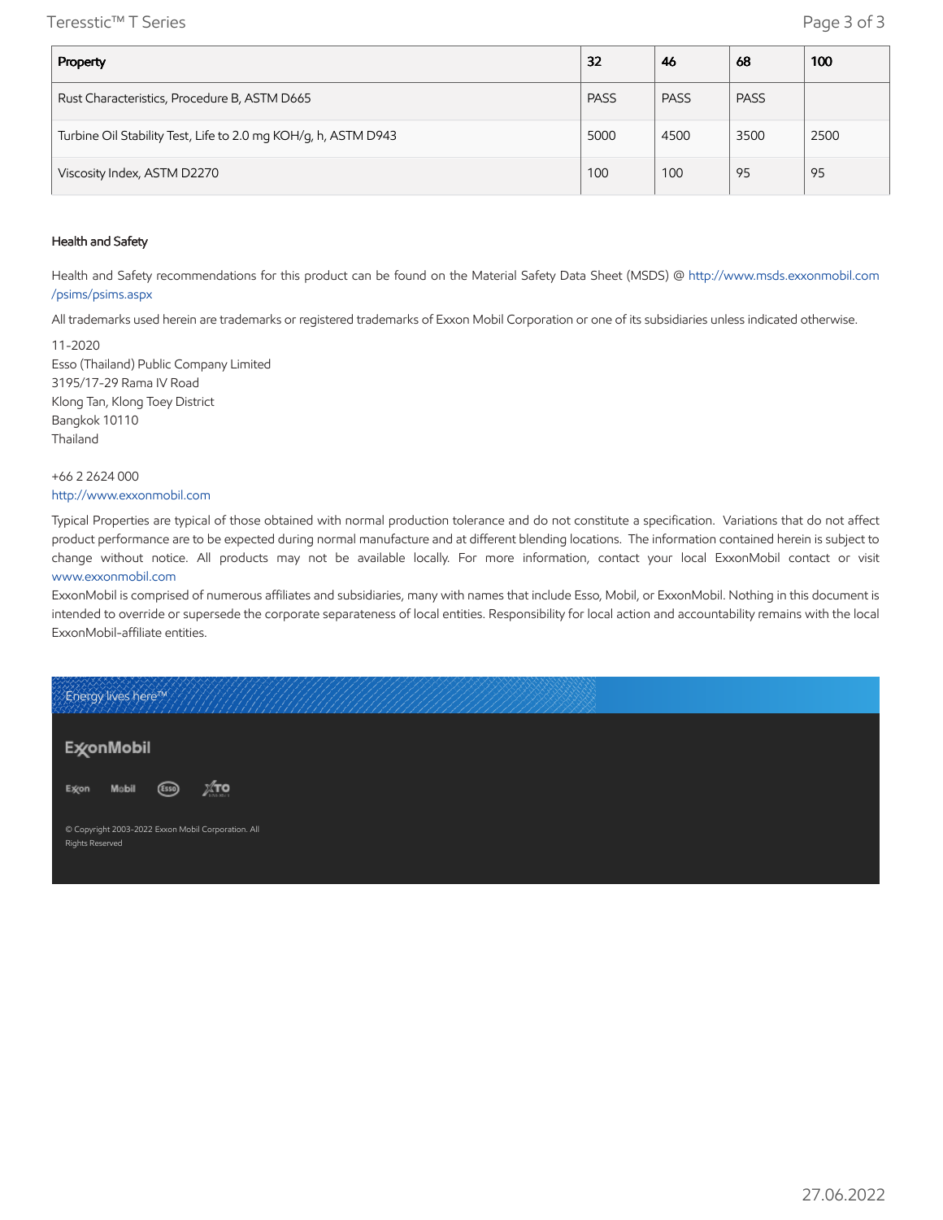| Property | 32 | 46 | 68 | 100 |
| --- | --- | --- | --- | --- |
| Rust Characteristics, Procedure B, ASTM D665 | PASS | PASS | PASS | |
| Turbine Oil Stability Test, Life to 2.0 mg KOH/g, h, ASTM D943 | 5000 | 4500 | 3500 | 2500 |
| Viscosity Index, ASTM D2270 | 100 | 100 | 95 | 95 |

#### Health and Safety

Health and Safety recommendations for this product can be found on the Material Safety Data Sheet (MSDS) @ http://www.msds.exxonmobil.com/psims/psims.aspx

All trademarks used herein are trademarks or registered trademarks of Exxon Mobil Corporation or one of its subsidiaries unless indicated otherwise.

11-2020
Esso (Thailand) Public Company Limited
3195/17-29 Rama IV Road
Klong Tan, Klong Toey District
Bangkok 10110
Thailand

+66 2 2624 000
http://www.exxonmobil.com

Typical Properties are typical of those obtained with normal production tolerance and do not constitute a specification. Variations that do not affect product performance are to be expected during normal manufacture and at different blending locations. The information contained herein is subject to change without notice. All products may not be available locally. For more information, contact your local ExxonMobil contact or visit www.exxonmobil.com

ExxonMobil is comprised of numerous affiliates and subsidiaries, many with names that include Esso, Mobil, or ExxonMobil. Nothing in this document is intended to override or supersede the corporate separateness of local entities. Responsibility for local action and accountability remains with the local ExxonMobil-affiliate entities.

Energy lives here™

ExxonMobil

Exxon Mobil Esso XTO

© Copyright 2003-2022 Exxon Mobil Corporation. All Rights Reserved